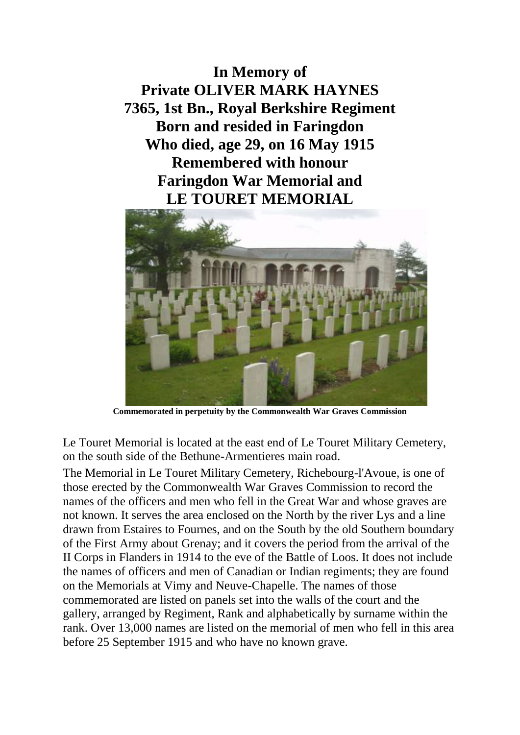**In Memory of**
**Private OLIVER MARK HAYNES**
**7365, 1st Bn., Royal Berkshire Regiment**
**Born and resided in Faringdon**
**Who died, age 29, on 16 May 1915**
**Remembered with honour**
**Faringdon War Memorial and**
**LE TOURET MEMORIAL**

**Commemorated in perpetuity by the Commonwealth War Graves Commission**

Le Touret Memorial is located at the east end of Le Touret Military Cemetery, on the south side of the Bethune-Armentieres main road.

The Memorial in Le Touret Military Cemetery, Richebourg-l'Avoue, is one of those erected by the Commonwealth War Graves Commission to record the names of the officers and men who fell in the Great War and whose graves are not known. It serves the area enclosed on the North by the river Lys and a line drawn from Estaires to Fournes, and on the South by the old Southern boundary of the First Army about Grenay; and it covers the period from the arrival of the II Corps in Flanders in 1914 to the eve of the Battle of Loos. It does not include the names of officers and men of Canadian or Indian regiments; they are found on the Memorials at Vimy and Neuve-Chapelle. The names of those commemorated are listed on panels set into the walls of the court and the gallery, arranged by Regiment, Rank and alphabetically by surname within the rank. Over 13,000 names are listed on the memorial of men who fell in this area before 25 September 1915 and who have no known grave.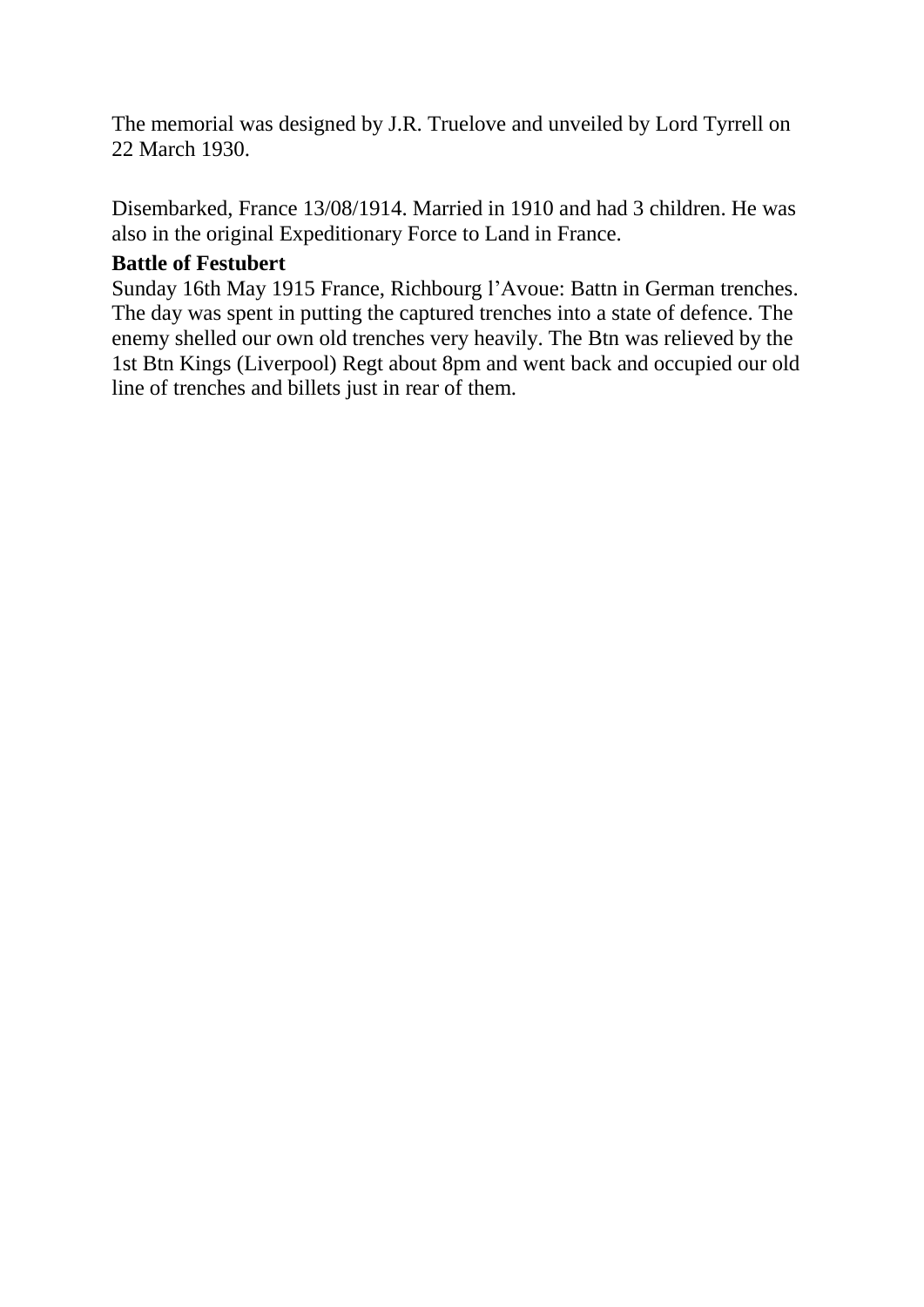The memorial was designed by J.R. Truelove and unveiled by Lord Tyrrell on 22 March 1930.

Disembarked, France 13/08/1914. Married in 1910 and had 3 children. He was also in the original Expeditionary Force to Land in France.

**Battle of Festubert**

Sunday 16th May 1915 France, Richbourg l'Avoue: Battn in German trenches. The day was spent in putting the captured trenches into a state of defence. The enemy shelled our own old trenches very heavily. The Btn was relieved by the 1st Btn Kings (Liverpool) Regt about 8pm and went back and occupied our old line of trenches and billets just in rear of them.